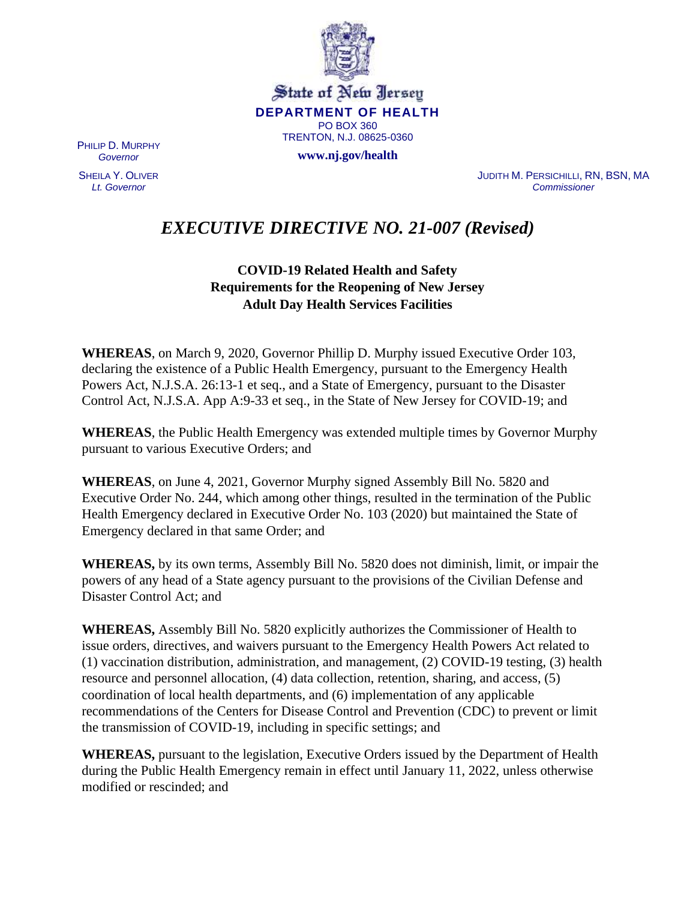State of New Jersey

**DEPARTMENT OF HEALTH**

PO BOX 360

TRENTON, N.J. 08625-0360

**www.nj.gov/health**

PHILIP D. MURPHY
*Governor*

SHEILA Y. OLIVER
*Lt. Governor*

JUDITH M. PERSICHILLI, RN, BSN, MA
*Commissioner*

# *EXECUTIVE DIRECTIVE NO. 21-007 (Revised)*

**COVID-19 Related Health and Safety Requirements for the Reopening of New Jersey Adult Day Health Services Facilities**

**WHEREAS**, on March 9, 2020, Governor Phillip D. Murphy issued Executive Order 103, declaring the existence of a Public Health Emergency, pursuant to the Emergency Health Powers Act, N.J.S.A. 26:13-1 et seq., and a State of Emergency, pursuant to the Disaster Control Act, N.J.S.A. App A:9-33 et seq., in the State of New Jersey for COVID-19; and

**WHEREAS**, the Public Health Emergency was extended multiple times by Governor Murphy pursuant to various Executive Orders; and

**WHEREAS**, on June 4, 2021, Governor Murphy signed Assembly Bill No. 5820 and Executive Order No. 244, which among other things, resulted in the termination of the Public Health Emergency declared in Executive Order No. 103 (2020) but maintained the State of Emergency declared in that same Order; and

**WHEREAS,** by its own terms, Assembly Bill No. 5820 does not diminish, limit, or impair the powers of any head of a State agency pursuant to the provisions of the Civilian Defense and Disaster Control Act; and

**WHEREAS,** Assembly Bill No. 5820 explicitly authorizes the Commissioner of Health to issue orders, directives, and waivers pursuant to the Emergency Health Powers Act related to (1) vaccination distribution, administration, and management, (2) COVID-19 testing, (3) health resource and personnel allocation, (4) data collection, retention, sharing, and access, (5) coordination of local health departments, and (6) implementation of any applicable recommendations of the Centers for Disease Control and Prevention (CDC) to prevent or limit the transmission of COVID-19, including in specific settings; and

**WHEREAS,** pursuant to the legislation, Executive Orders issued by the Department of Health during the Public Health Emergency remain in effect until January 11, 2022, unless otherwise modified or rescinded; and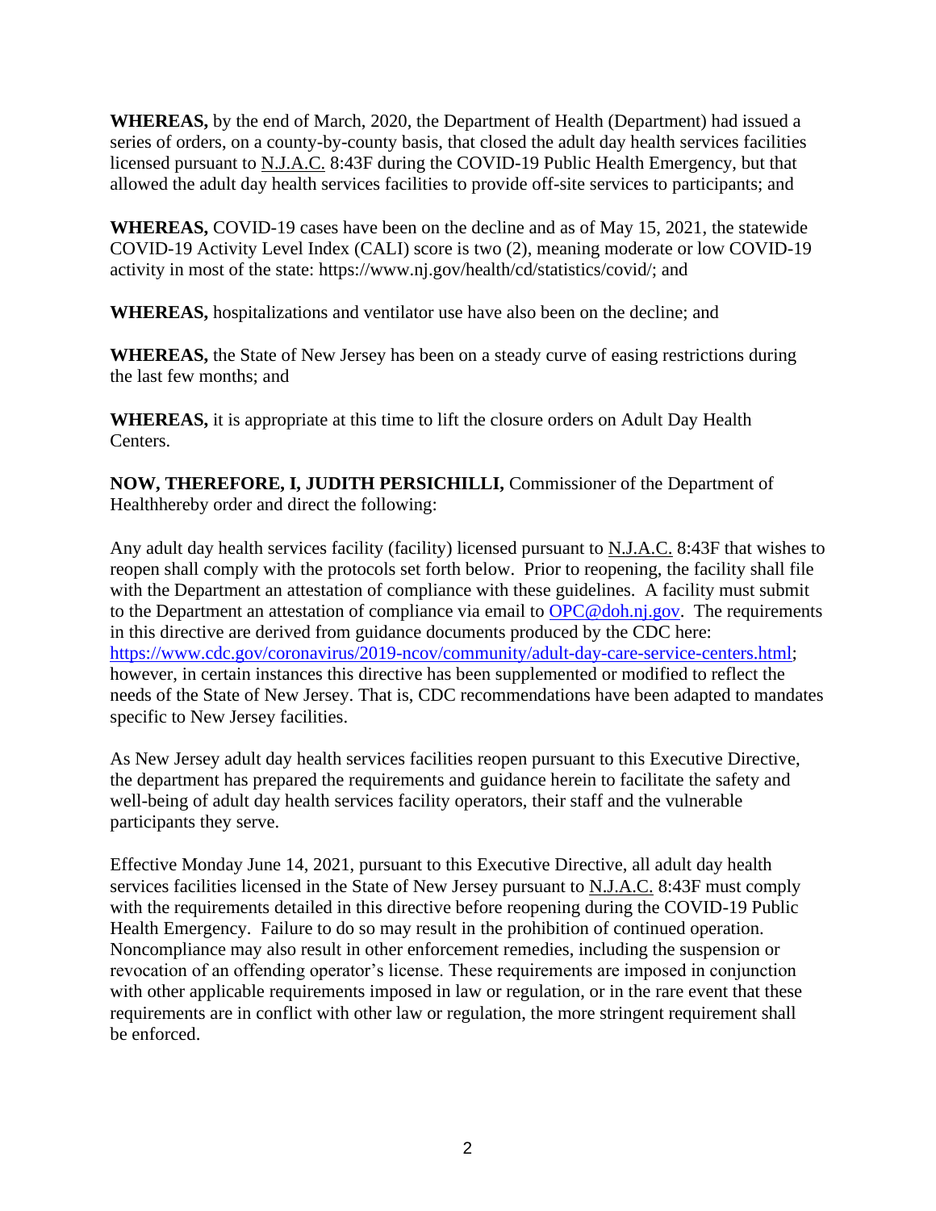**WHEREAS,** by the end of March, 2020, the Department of Health (Department) had issued a series of orders, on a county-by-county basis, that closed the adult day health services facilities licensed pursuant to N.J.A.C. 8:43F during the COVID-19 Public Health Emergency, but that allowed the adult day health services facilities to provide off-site services to participants; and

**WHEREAS,** COVID-19 cases have been on the decline and as of May 15, 2021, the statewide COVID-19 Activity Level Index (CALI) score is two (2), meaning moderate or low COVID-19 activity in most of the state: https://www.nj.gov/health/cd/statistics/covid/; and

**WHEREAS,** hospitalizations and ventilator use have also been on the decline; and

**WHEREAS,** the State of New Jersey has been on a steady curve of easing restrictions during the last few months; and

**WHEREAS,** it is appropriate at this time to lift the closure orders on Adult Day Health Centers.

**NOW, THEREFORE, I, JUDITH PERSICHILLI,** Commissioner of the Department of Healthhereby order and direct the following:

Any adult day health services facility (facility) licensed pursuant to N.J.A.C. 8:43F that wishes to reopen shall comply with the protocols set forth below. Prior to reopening, the facility shall file with the Department an attestation of compliance with these guidelines. A facility must submit to the Department an attestation of compliance via email to OPC@doh.nj.gov. The requirements in this directive are derived from guidance documents produced by the CDC here: https://www.cdc.gov/coronavirus/2019-ncov/community/adult-day-care-service-centers.html; however, in certain instances this directive has been supplemented or modified to reflect the needs of the State of New Jersey. That is, CDC recommendations have been adapted to mandates specific to New Jersey facilities.

As New Jersey adult day health services facilities reopen pursuant to this Executive Directive, the department has prepared the requirements and guidance herein to facilitate the safety and well-being of adult day health services facility operators, their staff and the vulnerable participants they serve.

Effective Monday June 14, 2021, pursuant to this Executive Directive, all adult day health services facilities licensed in the State of New Jersey pursuant to N.J.A.C. 8:43F must comply with the requirements detailed in this directive before reopening during the COVID-19 Public Health Emergency. Failure to do so may result in the prohibition of continued operation. Noncompliance may also result in other enforcement remedies, including the suspension or revocation of an offending operator's license. These requirements are imposed in conjunction with other applicable requirements imposed in law or regulation, or in the rare event that these requirements are in conflict with other law or regulation, the more stringent requirement shall be enforced.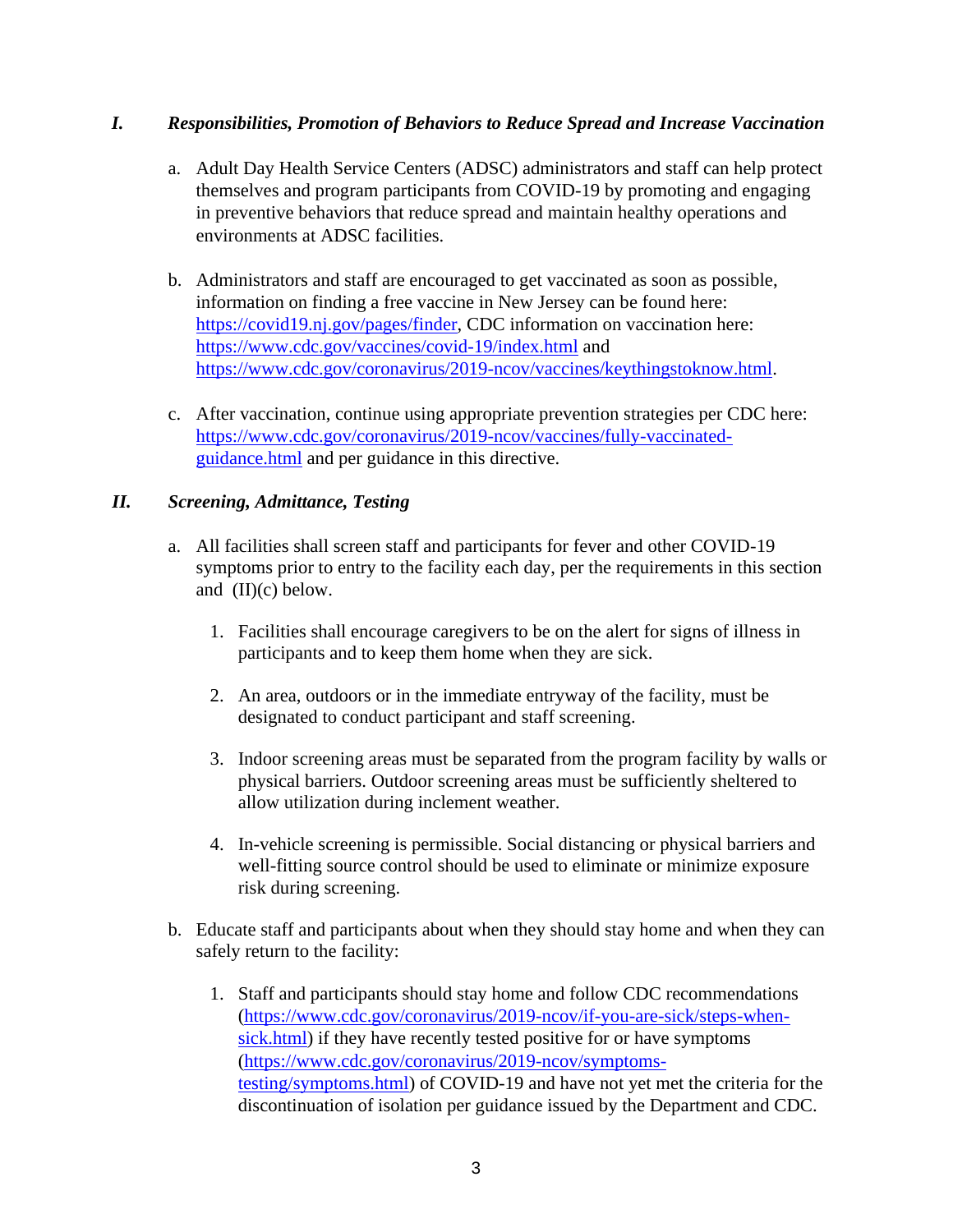## *I. Responsibilities, Promotion of Behaviors to Reduce Spread and Increase Vaccination*

a. Adult Day Health Service Centers (ADSC) administrators and staff can help protect themselves and program participants from COVID-19 by promoting and engaging in preventive behaviors that reduce spread and maintain healthy operations and environments at ADSC facilities.

b. Administrators and staff are encouraged to get vaccinated as soon as possible, information on finding a free vaccine in New Jersey can be found here: https://covid19.nj.gov/pages/finder, CDC information on vaccination here: https://www.cdc.gov/vaccines/covid-19/index.html and https://www.cdc.gov/coronavirus/2019-ncov/vaccines/keythingstoknow.html.

c. After vaccination, continue using appropriate prevention strategies per CDC here: https://www.cdc.gov/coronavirus/2019-ncov/vaccines/fully-vaccinated-guidance.html and per guidance in this directive.

## *II. Screening, Admittance, Testing*

a. All facilities shall screen staff and participants for fever and other COVID-19 symptoms prior to entry to the facility each day, per the requirements in this section and (II)(c) below.

   1. Facilities shall encourage caregivers to be on the alert for signs of illness in participants and to keep them home when they are sick.

   2. An area, outdoors or in the immediate entryway of the facility, must be designated to conduct participant and staff screening.

   3. Indoor screening areas must be separated from the program facility by walls or physical barriers. Outdoor screening areas must be sufficiently sheltered to allow utilization during inclement weather.

   4. In-vehicle screening is permissible. Social distancing or physical barriers and well-fitting source control should be used to eliminate or minimize exposure risk during screening.

b. Educate staff and participants about when they should stay home and when they can safely return to the facility:

   1. Staff and participants should stay home and follow CDC recommendations (https://www.cdc.gov/coronavirus/2019-ncov/if-you-are-sick/steps-when-sick.html) if they have recently tested positive for or have symptoms (https://www.cdc.gov/coronavirus/2019-ncov/symptoms-testing/symptoms.html) of COVID-19 and have not yet met the criteria for the discontinuation of isolation per guidance issued by the Department and CDC.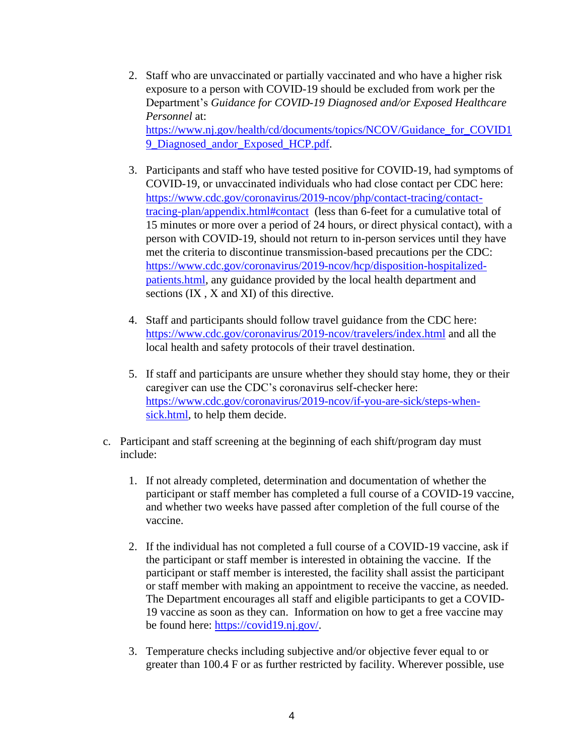2. Staff who are unvaccinated or partially vaccinated and who have a higher risk exposure to a person with COVID-19 should be excluded from work per the Department's *Guidance for COVID-19 Diagnosed and/or Exposed Healthcare Personnel* at: https://www.nj.gov/health/cd/documents/topics/NCOV/Guidance_for_COVID19_Diagnosed_andor_Exposed_HCP.pdf.

3. Participants and staff who have tested positive for COVID-19, had symptoms of COVID-19, or unvaccinated individuals who had close contact per CDC here: https://www.cdc.gov/coronavirus/2019-ncov/php/contact-tracing/contact-tracing-plan/appendix.html#contact (less than 6-feet for a cumulative total of 15 minutes or more over a period of 24 hours, or direct physical contact), with a person with COVID-19, should not return to in-person services until they have met the criteria to discontinue transmission-based precautions per the CDC: https://www.cdc.gov/coronavirus/2019-ncov/hcp/disposition-hospitalized-patients.html, any guidance provided by the local health department and sections (IX , X and XI) of this directive.

4. Staff and participants should follow travel guidance from the CDC here: https://www.cdc.gov/coronavirus/2019-ncov/travelers/index.html and all the local health and safety protocols of their travel destination.

5. If staff and participants are unsure whether they should stay home, they or their caregiver can use the CDC's coronavirus self-checker here: https://www.cdc.gov/coronavirus/2019-ncov/if-you-are-sick/steps-when-sick.html, to help them decide.

c. Participant and staff screening at the beginning of each shift/program day must include:

1. If not already completed, determination and documentation of whether the participant or staff member has completed a full course of a COVID-19 vaccine, and whether two weeks have passed after completion of the full course of the vaccine.

2. If the individual has not completed a full course of a COVID-19 vaccine, ask if the participant or staff member is interested in obtaining the vaccine. If the participant or staff member is interested, the facility shall assist the participant or staff member with making an appointment to receive the vaccine, as needed. The Department encourages all staff and eligible participants to get a COVID-19 vaccine as soon as they can. Information on how to get a free vaccine may be found here: https://covid19.nj.gov/.

3. Temperature checks including subjective and/or objective fever equal to or greater than 100.4 F or as further restricted by facility. Wherever possible, use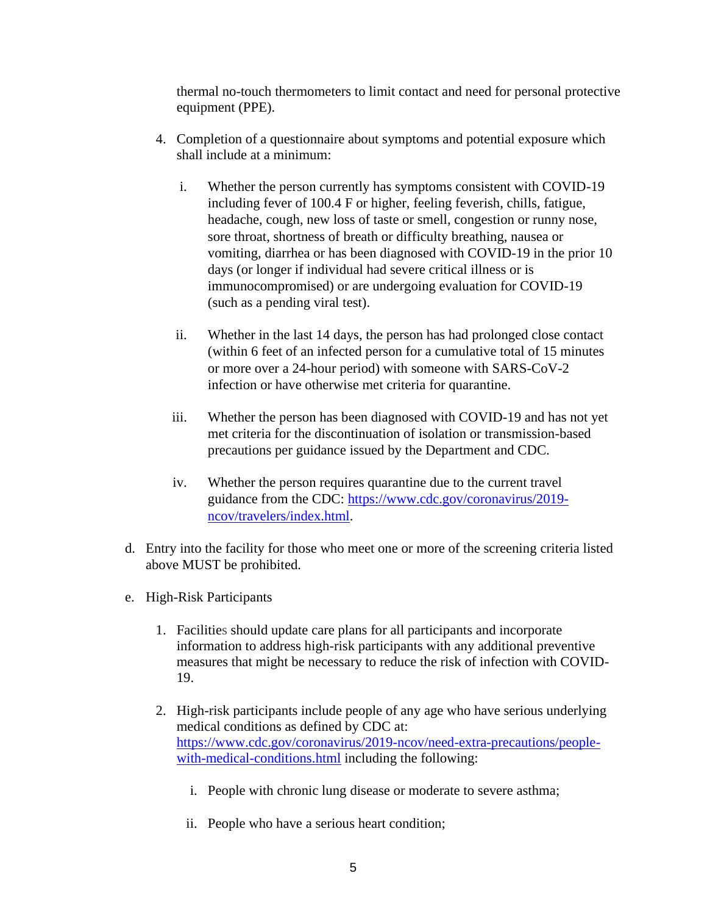thermal no-touch thermometers to limit contact and need for personal protective equipment (PPE).

4. Completion of a questionnaire about symptoms and potential exposure which shall include at a minimum:

   i. Whether the person currently has symptoms consistent with COVID-19 including fever of 100.4 F or higher, feeling feverish, chills, fatigue, headache, cough, new loss of taste or smell, congestion or runny nose, sore throat, shortness of breath or difficulty breathing, nausea or vomiting, diarrhea or has been diagnosed with COVID-19 in the prior 10 days (or longer if individual had severe critical illness or is immunocompromised) or are undergoing evaluation for COVID-19 (such as a pending viral test).

   ii. Whether in the last 14 days, the person has had prolonged close contact (within 6 feet of an infected person for a cumulative total of 15 minutes or more over a 24-hour period) with someone with SARS-CoV-2 infection or have otherwise met criteria for quarantine.

   iii. Whether the person has been diagnosed with COVID-19 and has not yet met criteria for the discontinuation of isolation or transmission-based precautions per guidance issued by the Department and CDC.

   iv. Whether the person requires quarantine due to the current travel guidance from the CDC: [https://www.cdc.gov/coronavirus/2019-ncov/travelers/index.html](https://www.cdc.gov/coronavirus/2019-ncov/travelers/index.html).

d. Entry into the facility for those who meet one or more of the screening criteria listed above MUST be prohibited.

e. High-Risk Participants

1. Facilities should update care plans for all participants and incorporate information to address high-risk participants with any additional preventive measures that might be necessary to reduce the risk of infection with COVID-19.

2. High-risk participants include people of any age who have serious underlying medical conditions as defined by CDC at: [https://www.cdc.gov/coronavirus/2019-ncov/need-extra-precautions/people-with-medical-conditions.html](https://www.cdc.gov/coronavirus/2019-ncov/need-extra-precautions/people-with-medical-conditions.html) including the following:

   i. People with chronic lung disease or moderate to severe asthma;

   ii. People who have a serious heart condition;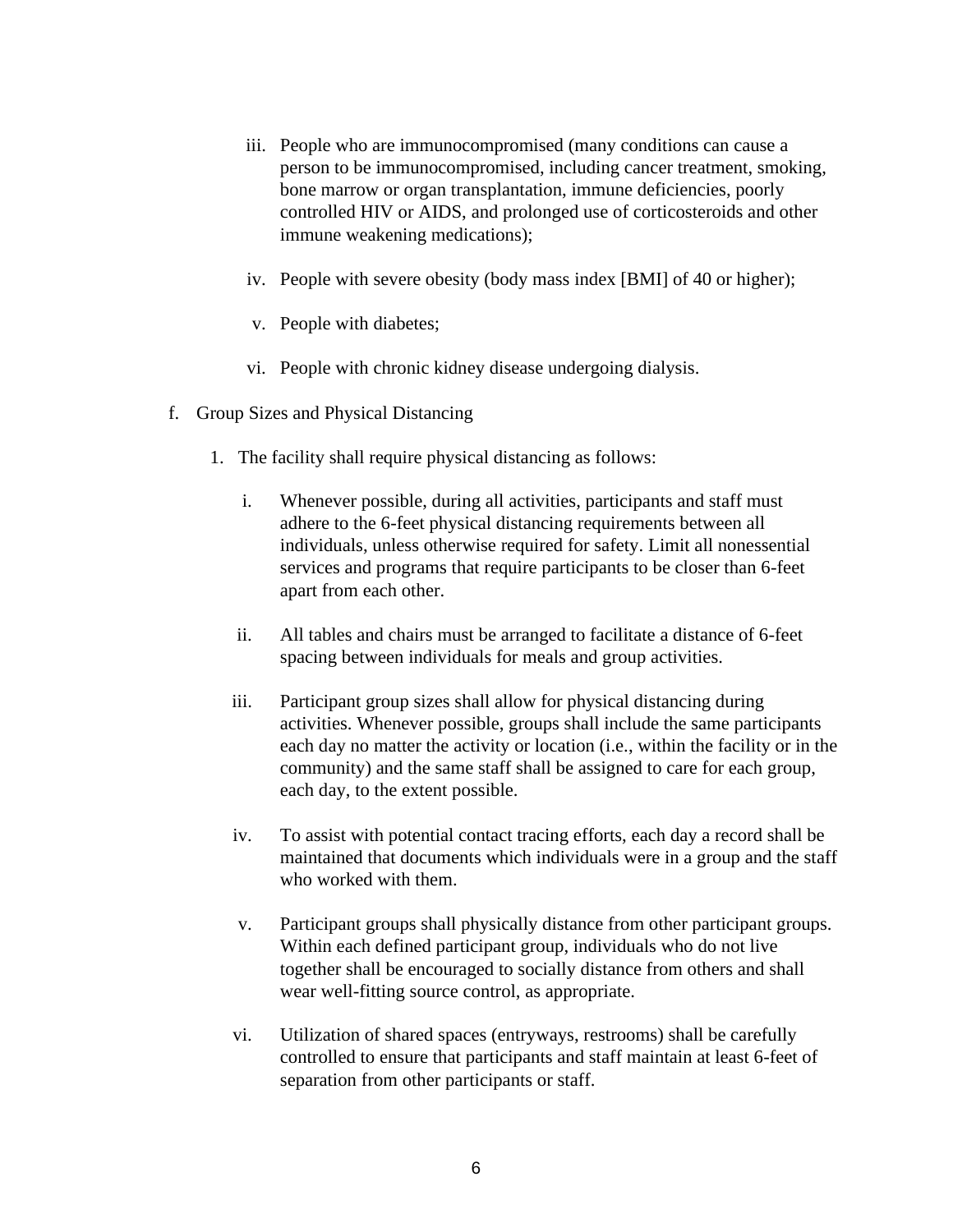iii. People who are immunocompromised (many conditions can cause a person to be immunocompromised, including cancer treatment, smoking, bone marrow or organ transplantation, immune deficiencies, poorly controlled HIV or AIDS, and prolonged use of corticosteroids and other immune weakening medications);

iv. People with severe obesity (body mass index [BMI] of 40 or higher);

v. People with diabetes;

vi. People with chronic kidney disease undergoing dialysis.

f. Group Sizes and Physical Distancing

1. The facility shall require physical distancing as follows:

i. Whenever possible, during all activities, participants and staff must adhere to the 6-feet physical distancing requirements between all individuals, unless otherwise required for safety. Limit all nonessential services and programs that require participants to be closer than 6-feet apart from each other.

ii. All tables and chairs must be arranged to facilitate a distance of 6-feet spacing between individuals for meals and group activities.

iii. Participant group sizes shall allow for physical distancing during activities. Whenever possible, groups shall include the same participants each day no matter the activity or location (i.e., within the facility or in the community) and the same staff shall be assigned to care for each group, each day, to the extent possible.

iv. To assist with potential contact tracing efforts, each day a record shall be maintained that documents which individuals were in a group and the staff who worked with them.

v. Participant groups shall physically distance from other participant groups. Within each defined participant group, individuals who do not live together shall be encouraged to socially distance from others and shall wear well-fitting source control, as appropriate.

vi. Utilization of shared spaces (entryways, restrooms) shall be carefully controlled to ensure that participants and staff maintain at least 6-feet of separation from other participants or staff.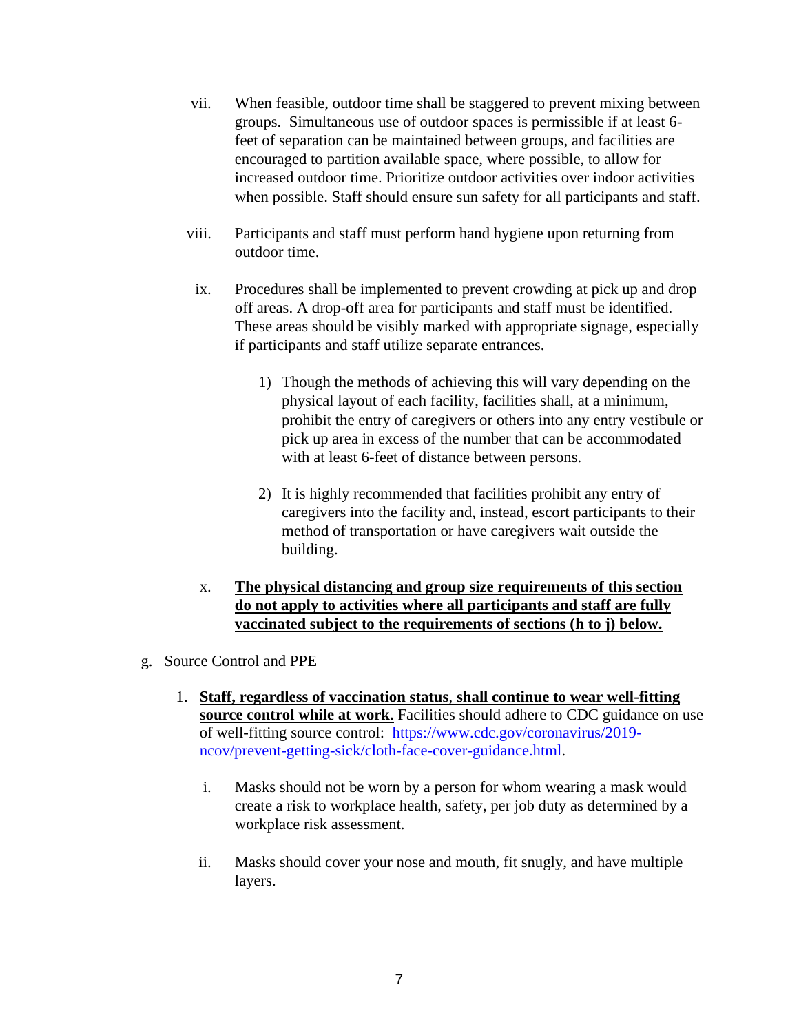vii. When feasible, outdoor time shall be staggered to prevent mixing between groups. Simultaneous use of outdoor spaces is permissible if at least 6-feet of separation can be maintained between groups, and facilities are encouraged to partition available space, where possible, to allow for increased outdoor time. Prioritize outdoor activities over indoor activities when possible. Staff should ensure sun safety for all participants and staff.

viii. Participants and staff must perform hand hygiene upon returning from outdoor time.

ix. Procedures shall be implemented to prevent crowding at pick up and drop off areas. A drop-off area for participants and staff must be identified. These areas should be visibly marked with appropriate signage, especially if participants and staff utilize separate entrances.

1) Though the methods of achieving this will vary depending on the physical layout of each facility, facilities shall, at a minimum, prohibit the entry of caregivers or others into any entry vestibule or pick up area in excess of the number that can be accommodated with at least 6-feet of distance between persons.

2) It is highly recommended that facilities prohibit any entry of caregivers into the facility and, instead, escort participants to their method of transportation or have caregivers wait outside the building.

x. **The physical distancing and group size requirements of this section do not apply to activities where all participants and staff are fully vaccinated subject to the requirements of sections (h to j) below.**

g. Source Control and PPE

1. **Staff, regardless of vaccination status**, **shall continue to wear well-fitting source control while at work.** Facilities should adhere to CDC guidance on use of well-fitting source control: [https://www.cdc.gov/coronavirus/2019-ncov/prevent-getting-sick/cloth-face-cover-guidance.html](https://www.cdc.gov/coronavirus/2019-ncov/prevent-getting-sick/cloth-face-cover-guidance.html).

    i. Masks should not be worn by a person for whom wearing a mask would create a risk to workplace health, safety, per job duty as determined by a workplace risk assessment.

    ii. Masks should cover your nose and mouth, fit snugly, and have multiple layers.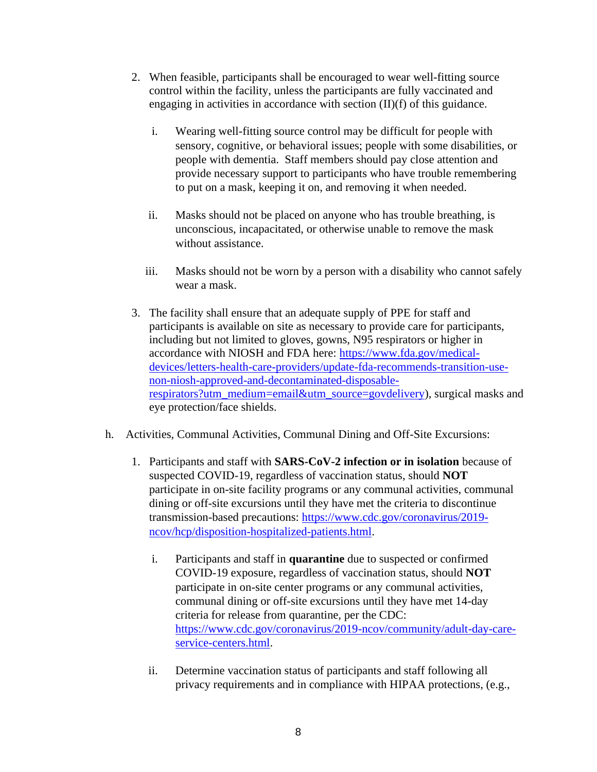2. When feasible, participants shall be encouraged to wear well-fitting source control within the facility, unless the participants are fully vaccinated and engaging in activities in accordance with section (II)(f) of this guidance.

   i. Wearing well-fitting source control may be difficult for people with sensory, cognitive, or behavioral issues; people with some disabilities, or people with dementia. Staff members should pay close attention and provide necessary support to participants who have trouble remembering to put on a mask, keeping it on, and removing it when needed.

   ii. Masks should not be placed on anyone who has trouble breathing, is unconscious, incapacitated, or otherwise unable to remove the mask without assistance.

   iii. Masks should not be worn by a person with a disability who cannot safely wear a mask.

3. The facility shall ensure that an adequate supply of PPE for staff and participants is available on site as necessary to provide care for participants, including but not limited to gloves, gowns, N95 respirators or higher in accordance with NIOSH and FDA here: [https://www.fda.gov/medical-devices/letters-health-care-providers/update-fda-recommends-transition-use-non-niosh-approved-and-decontaminated-disposable-respirators?utm_medium=email&utm_source=govdelivery](https://www.fda.gov/medical-devices/letters-health-care-providers/update-fda-recommends-transition-use-non-niosh-approved-and-decontaminated-disposable-respirators?utm_medium=email&utm_source=govdelivery)), surgical masks and eye protection/face shields.

h. Activities, Communal Activities, Communal Dining and Off-Site Excursions:

1. Participants and staff with **SARS-CoV-2 infection or in isolation** because of suspected COVID-19, regardless of vaccination status, should **NOT** participate in on-site facility programs or any communal activities, communal dining or off-site excursions until they have met the criteria to discontinue transmission-based precautions: [https://www.cdc.gov/coronavirus/2019-ncov/hcp/disposition-hospitalized-patients.html](https://www.cdc.gov/coronavirus/2019-ncov/hcp/disposition-hospitalized-patients.html).

   i. Participants and staff in **quarantine** due to suspected or confirmed COVID-19 exposure, regardless of vaccination status, should **NOT** participate in on-site center programs or any communal activities, communal dining or off-site excursions until they have met 14-day criteria for release from quarantine, per the CDC: [https://www.cdc.gov/coronavirus/2019-ncov/community/adult-day-care-service-centers.html](https://www.cdc.gov/coronavirus/2019-ncov/community/adult-day-care-service-centers.html).

   ii. Determine vaccination status of participants and staff following all privacy requirements and in compliance with HIPAA protections, (e.g.,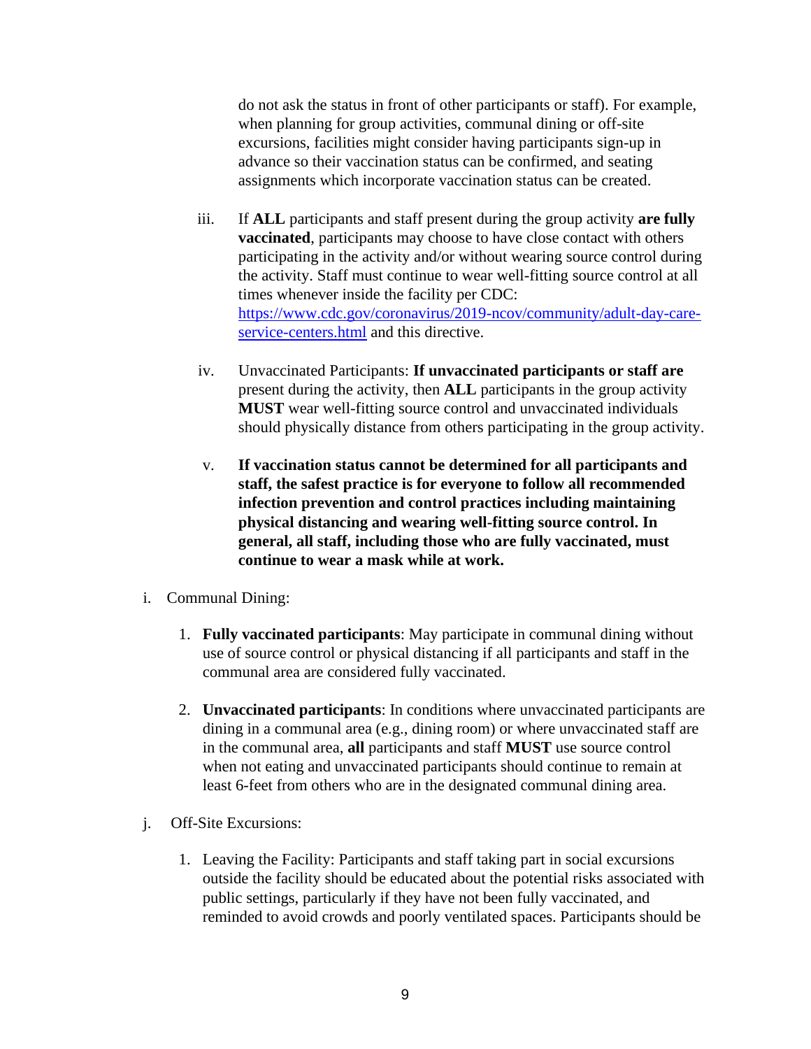do not ask the status in front of other participants or staff). For example, when planning for group activities, communal dining or off-site excursions, facilities might consider having participants sign-up in advance so their vaccination status can be confirmed, and seating assignments which incorporate vaccination status can be created.

iii. If **ALL** participants and staff present during the group activity **are fully vaccinated**, participants may choose to have close contact with others participating in the activity and/or without wearing source control during the activity. Staff must continue to wear well-fitting source control at all times whenever inside the facility per CDC: [https://www.cdc.gov/coronavirus/2019-ncov/community/adult-day-care-service-centers.html](https://www.cdc.gov/coronavirus/2019-ncov/community/adult-day-care-service-centers.html) and this directive.

iv. Unvaccinated Participants: **If unvaccinated participants or staff are** present during the activity, then **ALL** participants in the group activity **MUST** wear well-fitting source control and unvaccinated individuals should physically distance from others participating in the group activity.

v. **If vaccination status cannot be determined for all participants and staff, the safest practice is for everyone to follow all recommended infection prevention and control practices including maintaining physical distancing and wearing well-fitting source control. In general, all staff, including those who are fully vaccinated, must continue to wear a mask while at work.**

i. Communal Dining:

1. **Fully vaccinated participants**: May participate in communal dining without use of source control or physical distancing if all participants and staff in the communal area are considered fully vaccinated.

2. **Unvaccinated participants**: In conditions where unvaccinated participants are dining in a communal area (e.g., dining room) or where unvaccinated staff are in the communal area, **all** participants and staff **MUST** use source control when not eating and unvaccinated participants should continue to remain at least 6-feet from others who are in the designated communal dining area.

j. Off-Site Excursions:

1. Leaving the Facility: Participants and staff taking part in social excursions outside the facility should be educated about the potential risks associated with public settings, particularly if they have not been fully vaccinated, and reminded to avoid crowds and poorly ventilated spaces. Participants should be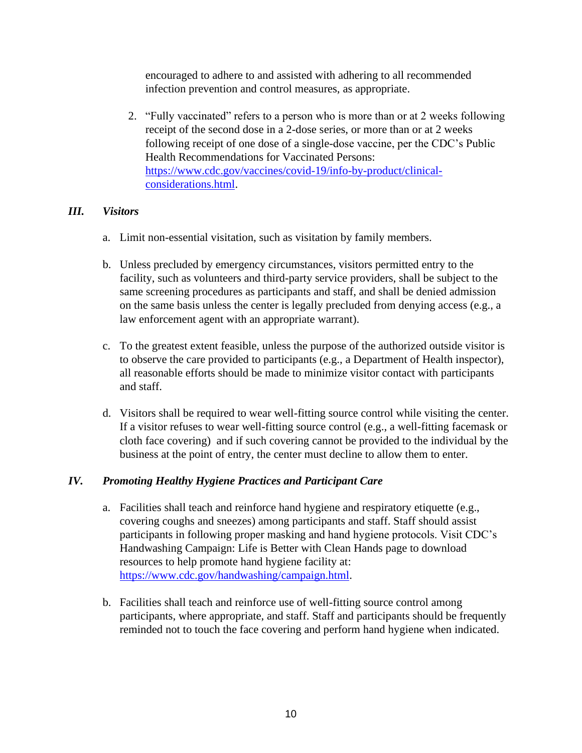encouraged to adhere to and assisted with adhering to all recommended infection prevention and control measures, as appropriate.

2. "Fully vaccinated" refers to a person who is more than or at 2 weeks following receipt of the second dose in a 2-dose series, or more than or at 2 weeks following receipt of one dose of a single-dose vaccine, per the CDC's Public Health Recommendations for Vaccinated Persons: [https://www.cdc.gov/vaccines/covid-19/info-by-product/clinical-considerations.html](https://www.cdc.gov/vaccines/covid-19/info-by-product/clinical-considerations.html).

### *III. Visitors*

a. Limit non-essential visitation, such as visitation by family members.

b. Unless precluded by emergency circumstances, visitors permitted entry to the facility, such as volunteers and third-party service providers, shall be subject to the same screening procedures as participants and staff, and shall be denied admission on the same basis unless the center is legally precluded from denying access (e.g., a law enforcement agent with an appropriate warrant).

c. To the greatest extent feasible, unless the purpose of the authorized outside visitor is to observe the care provided to participants (e.g., a Department of Health inspector), all reasonable efforts should be made to minimize visitor contact with participants and staff.

d. Visitors shall be required to wear well-fitting source control while visiting the center. If a visitor refuses to wear well-fitting source control (e.g., a well-fitting facemask or cloth face covering) and if such covering cannot be provided to the individual by the business at the point of entry, the center must decline to allow them to enter.

### *IV. Promoting Healthy Hygiene Practices and Participant Care*

a. Facilities shall teach and reinforce hand hygiene and respiratory etiquette (e.g., covering coughs and sneezes) among participants and staff. Staff should assist participants in following proper masking and hand hygiene protocols. Visit CDC's Handwashing Campaign: Life is Better with Clean Hands page to download resources to help promote hand hygiene facility at: [https://www.cdc.gov/handwashing/campaign.html](https://www.cdc.gov/handwashing/campaign.html).

b. Facilities shall teach and reinforce use of well-fitting source control among participants, where appropriate, and staff. Staff and participants should be frequently reminded not to touch the face covering and perform hand hygiene when indicated.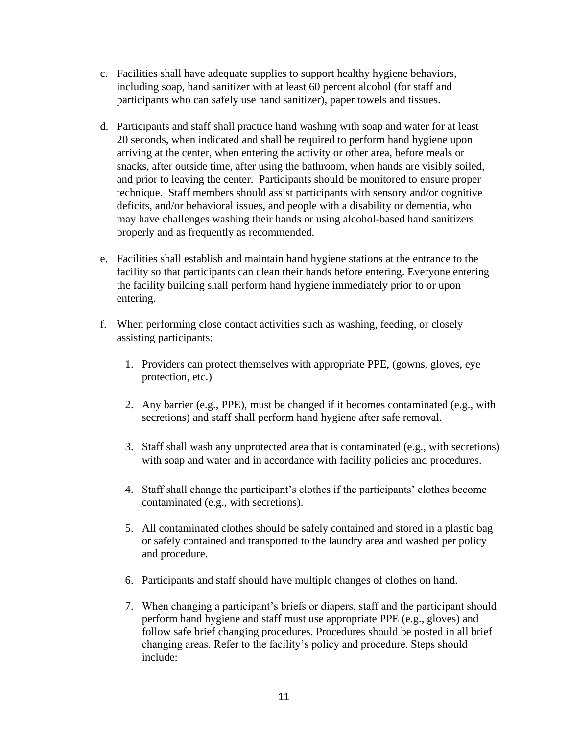c. Facilities shall have adequate supplies to support healthy hygiene behaviors, including soap, hand sanitizer with at least 60 percent alcohol (for staff and participants who can safely use hand sanitizer), paper towels and tissues.

d. Participants and staff shall practice hand washing with soap and water for at least 20 seconds, when indicated and shall be required to perform hand hygiene upon arriving at the center, when entering the activity or other area, before meals or snacks, after outside time, after using the bathroom, when hands are visibly soiled, and prior to leaving the center. Participants should be monitored to ensure proper technique. Staff members should assist participants with sensory and/or cognitive deficits, and/or behavioral issues, and people with a disability or dementia, who may have challenges washing their hands or using alcohol-based hand sanitizers properly and as frequently as recommended.

e. Facilities shall establish and maintain hand hygiene stations at the entrance to the facility so that participants can clean their hands before entering. Everyone entering the facility building shall perform hand hygiene immediately prior to or upon entering.

f. When performing close contact activities such as washing, feeding, or closely assisting participants:

   1. Providers can protect themselves with appropriate PPE, (gowns, gloves, eye protection, etc.)

   2. Any barrier (e.g., PPE), must be changed if it becomes contaminated (e.g., with secretions) and staff shall perform hand hygiene after safe removal.

   3. Staff shall wash any unprotected area that is contaminated (e.g., with secretions) with soap and water and in accordance with facility policies and procedures.

   4. Staff shall change the participant's clothes if the participants' clothes become contaminated (e.g., with secretions).

   5. All contaminated clothes should be safely contained and stored in a plastic bag or safely contained and transported to the laundry area and washed per policy and procedure.

   6. Participants and staff should have multiple changes of clothes on hand.

   7. When changing a participant's briefs or diapers, staff and the participant should perform hand hygiene and staff must use appropriate PPE (e.g., gloves) and follow safe brief changing procedures. Procedures should be posted in all brief changing areas. Refer to the facility's policy and procedure. Steps should include: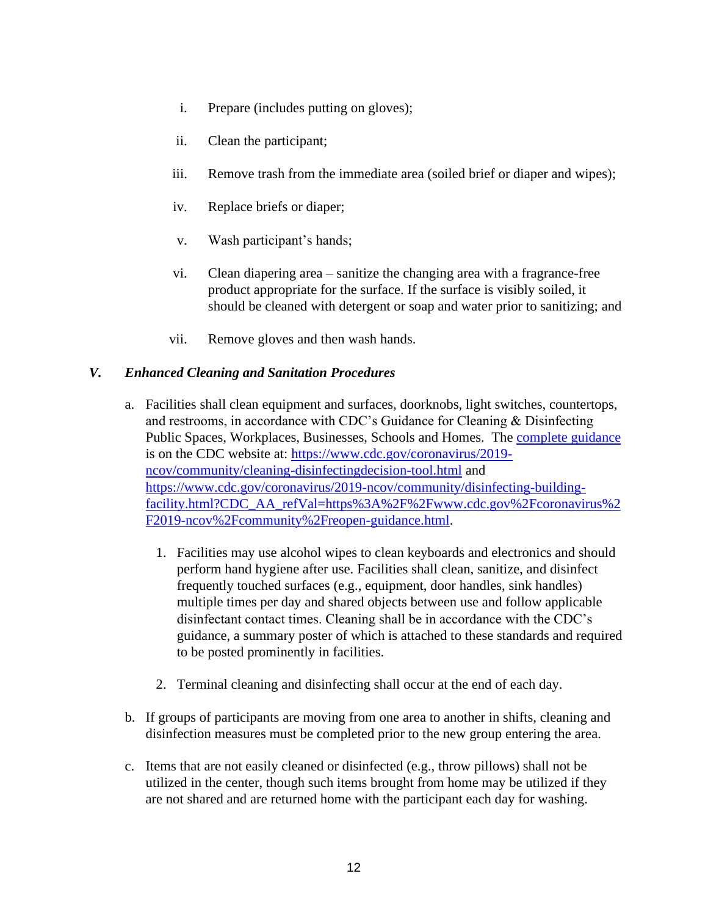i. Prepare (includes putting on gloves);

ii. Clean the participant;

iii. Remove trash from the immediate area (soiled brief or diaper and wipes);

iv. Replace briefs or diaper;

v. Wash participant's hands;

vi. Clean diapering area – sanitize the changing area with a fragrance-free product appropriate for the surface. If the surface is visibly soiled, it should be cleaned with detergent or soap and water prior to sanitizing; and

vii. Remove gloves and then wash hands.

## *V. Enhanced Cleaning and Sanitation Procedures*

a. Facilities shall clean equipment and surfaces, doorknobs, light switches, countertops, and restrooms, in accordance with CDC's Guidance for Cleaning & Disinfecting Public Spaces, Workplaces, Businesses, Schools and Homes. The [complete guidance](https://www.cdc.gov/coronavirus/2019-ncov/community/cleaning-disinfectingdecision-tool.html) is on the CDC website at: [https://www.cdc.gov/coronavirus/2019-ncov/community/cleaning-disinfectingdecision-tool.html](https://www.cdc.gov/coronavirus/2019-ncov/community/cleaning-disinfectingdecision-tool.html) and [https://www.cdc.gov/coronavirus/2019-ncov/community/disinfecting-building-facility.html?CDC_AA_refVal=https%3A%2F%2Fwww.cdc.gov%2Fcoronavirus%2F2019-ncov%2Fcommunity%2Freopen-guidance.html](https://www.cdc.gov/coronavirus/2019-ncov/community/disinfecting-building-facility.html?CDC_AA_refVal=https%3A%2F%2Fwww.cdc.gov%2Fcoronavirus%2F2019-ncov%2Fcommunity%2Freopen-guidance.html).

   1. Facilities may use alcohol wipes to clean keyboards and electronics and should perform hand hygiene after use. Facilities shall clean, sanitize, and disinfect frequently touched surfaces (e.g., equipment, door handles, sink handles) multiple times per day and shared objects between use and follow applicable disinfectant contact times. Cleaning shall be in accordance with the CDC's guidance, a summary poster of which is attached to these standards and required to be posted prominently in facilities.

   2. Terminal cleaning and disinfecting shall occur at the end of each day.

b. If groups of participants are moving from one area to another in shifts, cleaning and disinfection measures must be completed prior to the new group entering the area.

c. Items that are not easily cleaned or disinfected (e.g., throw pillows) shall not be utilized in the center, though such items brought from home may be utilized if they are not shared and are returned home with the participant each day for washing.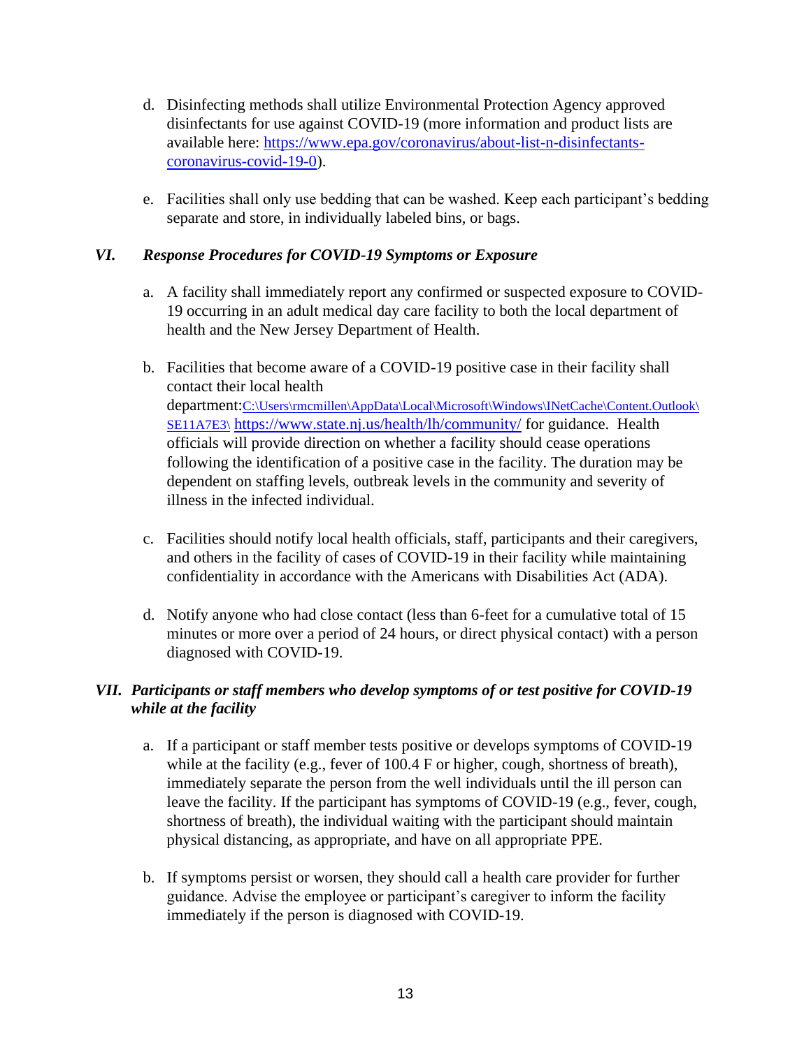d. Disinfecting methods shall utilize Environmental Protection Agency approved disinfectants for use against COVID-19 (more information and product lists are available here: [https://www.epa.gov/coronavirus/about-list-n-disinfectants-coronavirus-covid-19-0](https://www.epa.gov/coronavirus/about-list-n-disinfectants-coronavirus-covid-19-0)).

e. Facilities shall only use bedding that can be washed. Keep each participant's bedding separate and store, in individually labeled bins, or bags.

### *VI. Response Procedures for COVID-19 Symptoms or Exposure*

a. A facility shall immediately report any confirmed or suspected exposure to COVID-19 occurring in an adult medical day care facility to both the local department of health and the New Jersey Department of Health.

b. Facilities that become aware of a COVID-19 positive case in their facility shall contact their local health department:C:\Users\rmcmillen\AppData\Local\Microsoft\Windows\INetCache\Content.Outlook\SE11A7E3\ [https://www.state.nj.us/health/lh/community/](https://www.state.nj.us/health/lh/community/) for guidance. Health officials will provide direction on whether a facility should cease operations following the identification of a positive case in the facility. The duration may be dependent on staffing levels, outbreak levels in the community and severity of illness in the infected individual.

c. Facilities should notify local health officials, staff, participants and their caregivers, and others in the facility of cases of COVID-19 in their facility while maintaining confidentiality in accordance with the Americans with Disabilities Act (ADA).

d. Notify anyone who had close contact (less than 6-feet for a cumulative total of 15 minutes or more over a period of 24 hours, or direct physical contact) with a person diagnosed with COVID-19.

### *VII. Participants or staff members who develop symptoms of or test positive for COVID-19 while at the facility*

a. If a participant or staff member tests positive or develops symptoms of COVID-19 while at the facility (e.g., fever of 100.4 F or higher, cough, shortness of breath), immediately separate the person from the well individuals until the ill person can leave the facility. If the participant has symptoms of COVID-19 (e.g., fever, cough, shortness of breath), the individual waiting with the participant should maintain physical distancing, as appropriate, and have on all appropriate PPE.

b. If symptoms persist or worsen, they should call a health care provider for further guidance. Advise the employee or participant's caregiver to inform the facility immediately if the person is diagnosed with COVID-19.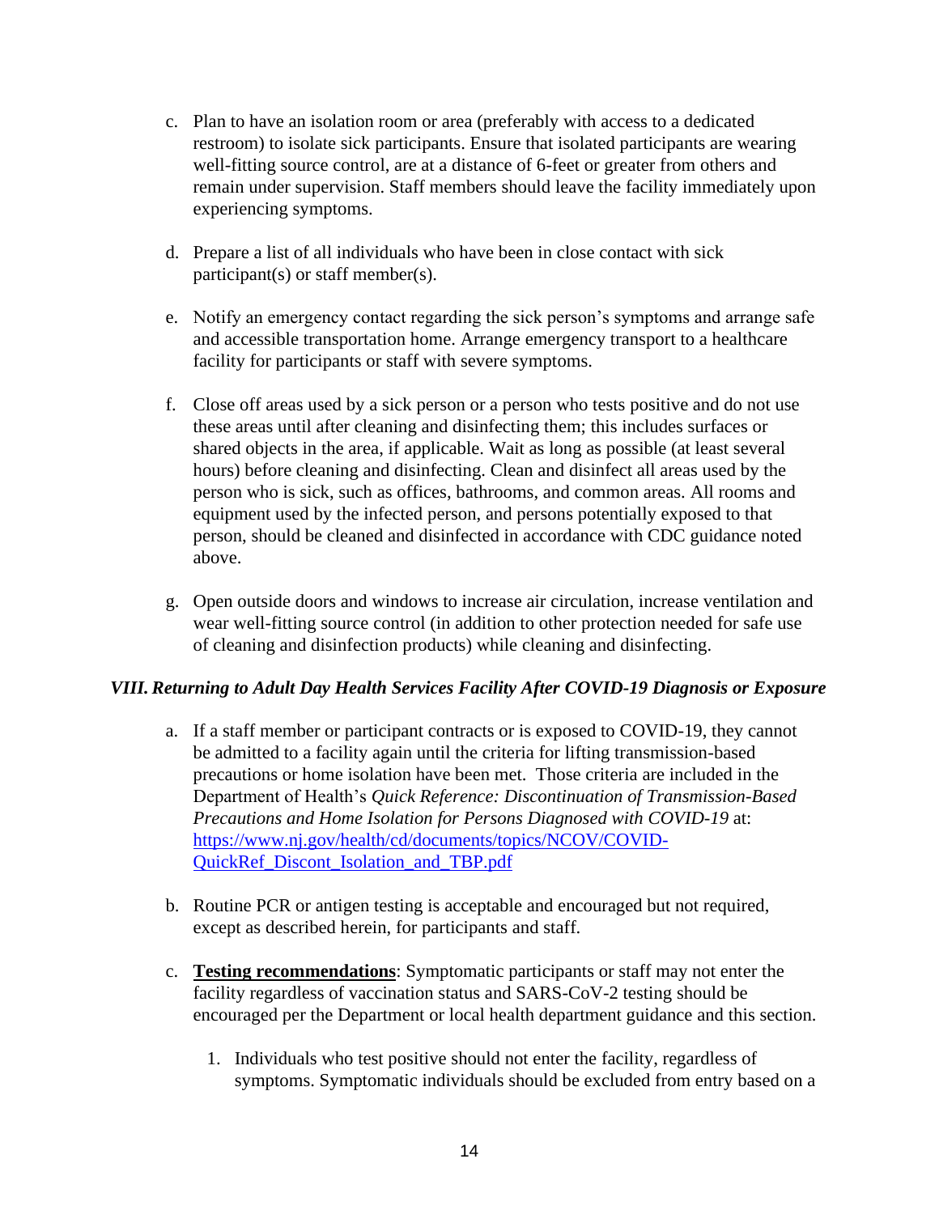c. Plan to have an isolation room or area (preferably with access to a dedicated restroom) to isolate sick participants. Ensure that isolated participants are wearing well-fitting source control, are at a distance of 6-feet or greater from others and remain under supervision. Staff members should leave the facility immediately upon experiencing symptoms.

d. Prepare a list of all individuals who have been in close contact with sick participant(s) or staff member(s).

e. Notify an emergency contact regarding the sick person's symptoms and arrange safe and accessible transportation home. Arrange emergency transport to a healthcare facility for participants or staff with severe symptoms.

f. Close off areas used by a sick person or a person who tests positive and do not use these areas until after cleaning and disinfecting them; this includes surfaces or shared objects in the area, if applicable. Wait as long as possible (at least several hours) before cleaning and disinfecting. Clean and disinfect all areas used by the person who is sick, such as offices, bathrooms, and common areas. All rooms and equipment used by the infected person, and persons potentially exposed to that person, should be cleaned and disinfected in accordance with CDC guidance noted above.

g. Open outside doors and windows to increase air circulation, increase ventilation and wear well-fitting source control (in addition to other protection needed for safe use of cleaning and disinfection products) while cleaning and disinfecting.

### *VIII. Returning to Adult Day Health Services Facility After COVID-19 Diagnosis or Exposure*

a. If a staff member or participant contracts or is exposed to COVID-19, they cannot be admitted to a facility again until the criteria for lifting transmission-based precautions or home isolation have been met. Those criteria are included in the Department of Health's *Quick Reference: Discontinuation of Transmission-Based Precautions and Home Isolation for Persons Diagnosed with COVID-19* at: [https://www.nj.gov/health/cd/documents/topics/NCOV/COVID-QuickRef_Discont_Isolation_and_TBP.pdf](https://www.nj.gov/health/cd/documents/topics/NCOV/COVID-QuickRef_Discont_Isolation_and_TBP.pdf)

b. Routine PCR or antigen testing is acceptable and encouraged but not required, except as described herein, for participants and staff.

c. **<u>Testing recommendations</u>**: Symptomatic participants or staff may not enter the facility regardless of vaccination status and SARS-CoV-2 testing should be encouraged per the Department or local health department guidance and this section.

   1. Individuals who test positive should not enter the facility, regardless of symptoms. Symptomatic individuals should be excluded from entry based on a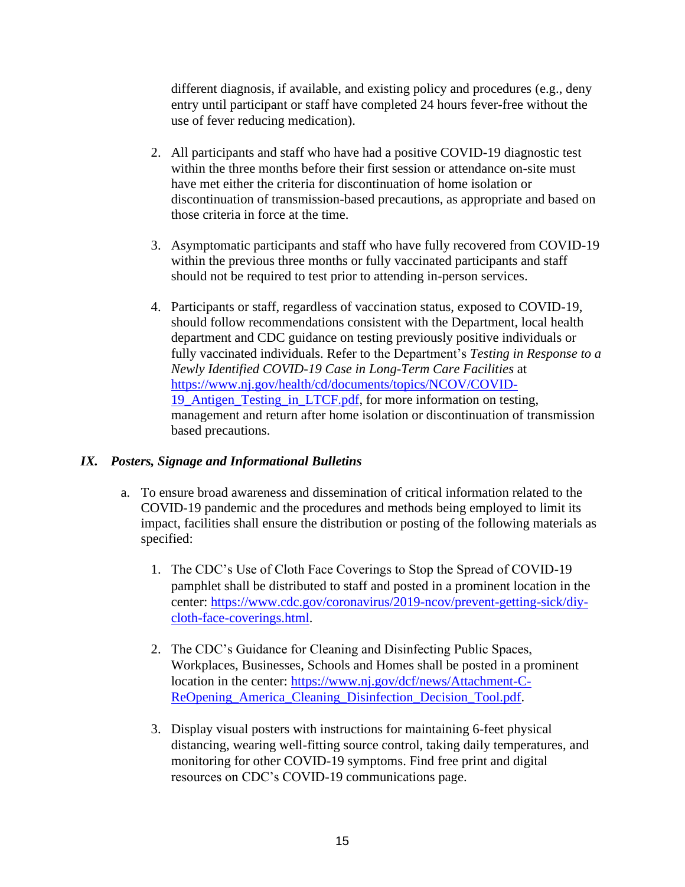different diagnosis, if available, and existing policy and procedures (e.g., deny entry until participant or staff have completed 24 hours fever-free without the use of fever reducing medication).

2. All participants and staff who have had a positive COVID-19 diagnostic test within the three months before their first session or attendance on-site must have met either the criteria for discontinuation of home isolation or discontinuation of transmission-based precautions, as appropriate and based on those criteria in force at the time.

3. Asymptomatic participants and staff who have fully recovered from COVID-19 within the previous three months or fully vaccinated participants and staff should not be required to test prior to attending in-person services.

4. Participants or staff, regardless of vaccination status, exposed to COVID-19, should follow recommendations consistent with the Department, local health department and CDC guidance on testing previously positive individuals or fully vaccinated individuals. Refer to the Department's *Testing in Response to a Newly Identified COVID-19 Case in Long-Term Care Facilities* at [https://www.nj.gov/health/cd/documents/topics/NCOV/COVID-19_Antigen_Testing_in_LTCF.pdf](https://www.nj.gov/health/cd/documents/topics/NCOV/COVID-19_Antigen_Testing_in_LTCF.pdf), for more information on testing, management and return after home isolation or discontinuation of transmission based precautions.

## *IX. Posters, Signage and Informational Bulletins*

a. To ensure broad awareness and dissemination of critical information related to the COVID-19 pandemic and the procedures and methods being employed to limit its impact, facilities shall ensure the distribution or posting of the following materials as specified:

   1. The CDC's Use of Cloth Face Coverings to Stop the Spread of COVID-19 pamphlet shall be distributed to staff and posted in a prominent location in the center: [https://www.cdc.gov/coronavirus/2019-ncov/prevent-getting-sick/diy-cloth-face-coverings.html](https://www.cdc.gov/coronavirus/2019-ncov/prevent-getting-sick/diy-cloth-face-coverings.html).

   2. The CDC's Guidance for Cleaning and Disinfecting Public Spaces, Workplaces, Businesses, Schools and Homes shall be posted in a prominent location in the center: [https://www.nj.gov/dcf/news/Attachment-C-ReOpening_America_Cleaning_Disinfection_Decision_Tool.pdf](https://www.nj.gov/dcf/news/Attachment-C-ReOpening_America_Cleaning_Disinfection_Decision_Tool.pdf).

   3. Display visual posters with instructions for maintaining 6-feet physical distancing, wearing well-fitting source control, taking daily temperatures, and monitoring for other COVID-19 symptoms. Find free print and digital resources on CDC's COVID-19 communications page.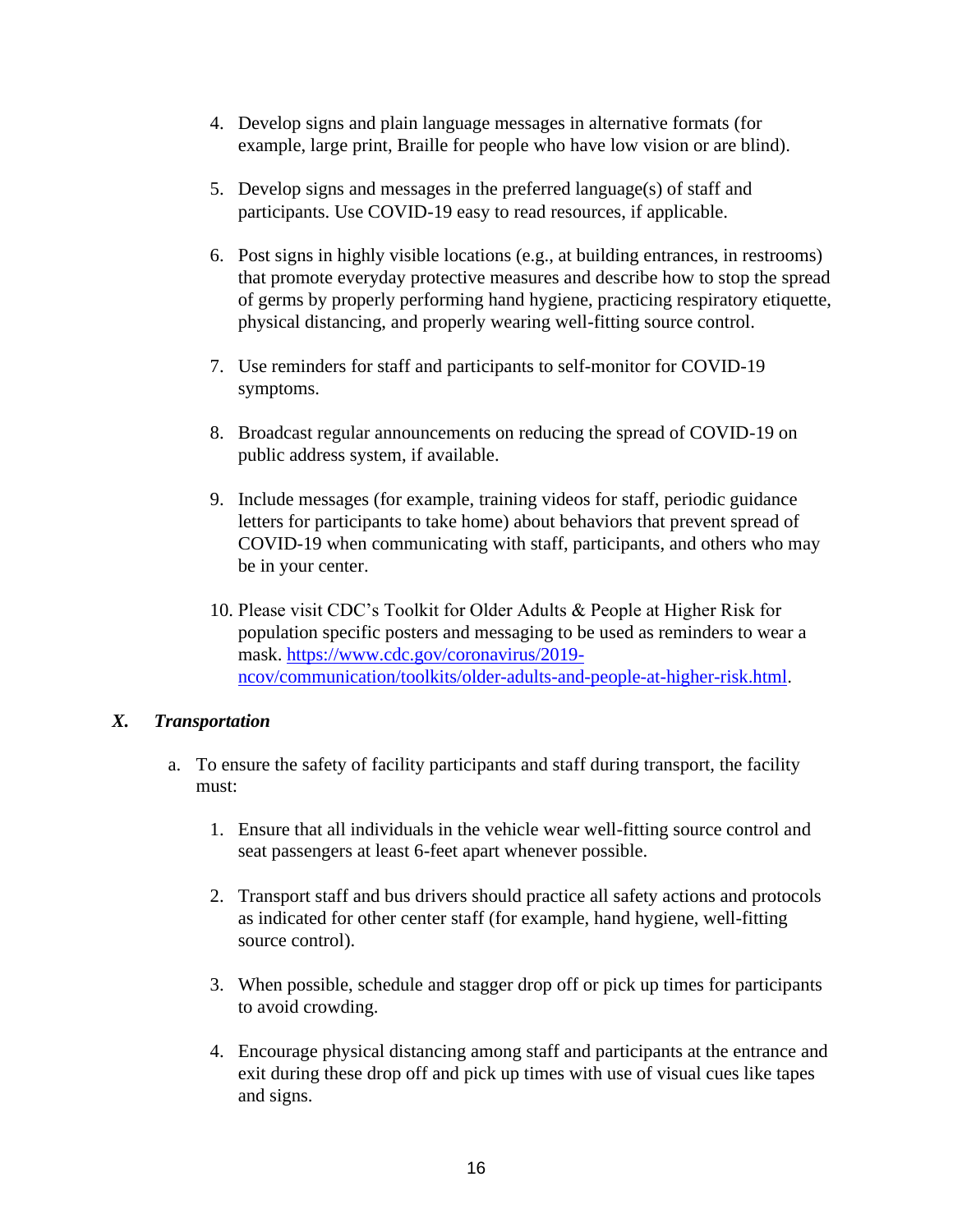4. Develop signs and plain language messages in alternative formats (for example, large print, Braille for people who have low vision or are blind).

5. Develop signs and messages in the preferred language(s) of staff and participants. Use COVID-19 easy to read resources, if applicable.

6. Post signs in highly visible locations (e.g., at building entrances, in restrooms) that promote everyday protective measures and describe how to stop the spread of germs by properly performing hand hygiene, practicing respiratory etiquette, physical distancing, and properly wearing well-fitting source control.

7. Use reminders for staff and participants to self-monitor for COVID-19 symptoms.

8. Broadcast regular announcements on reducing the spread of COVID-19 on public address system, if available.

9. Include messages (for example, training videos for staff, periodic guidance letters for participants to take home) about behaviors that prevent spread of COVID-19 when communicating with staff, participants, and others who may be in your center.

10. Please visit CDC's Toolkit for Older Adults & People at Higher Risk for population specific posters and messaging to be used as reminders to wear a mask. [https://www.cdc.gov/coronavirus/2019-ncov/communication/toolkits/older-adults-and-people-at-higher-risk.html](https://www.cdc.gov/coronavirus/2019-ncov/communication/toolkits/older-adults-and-people-at-higher-risk.html).

### *X. Transportation*

a. To ensure the safety of facility participants and staff during transport, the facility must:

   1. Ensure that all individuals in the vehicle wear well-fitting source control and seat passengers at least 6-feet apart whenever possible.

   2. Transport staff and bus drivers should practice all safety actions and protocols as indicated for other center staff (for example, hand hygiene, well-fitting source control).

   3. When possible, schedule and stagger drop off or pick up times for participants to avoid crowding.

   4. Encourage physical distancing among staff and participants at the entrance and exit during these drop off and pick up times with use of visual cues like tapes and signs.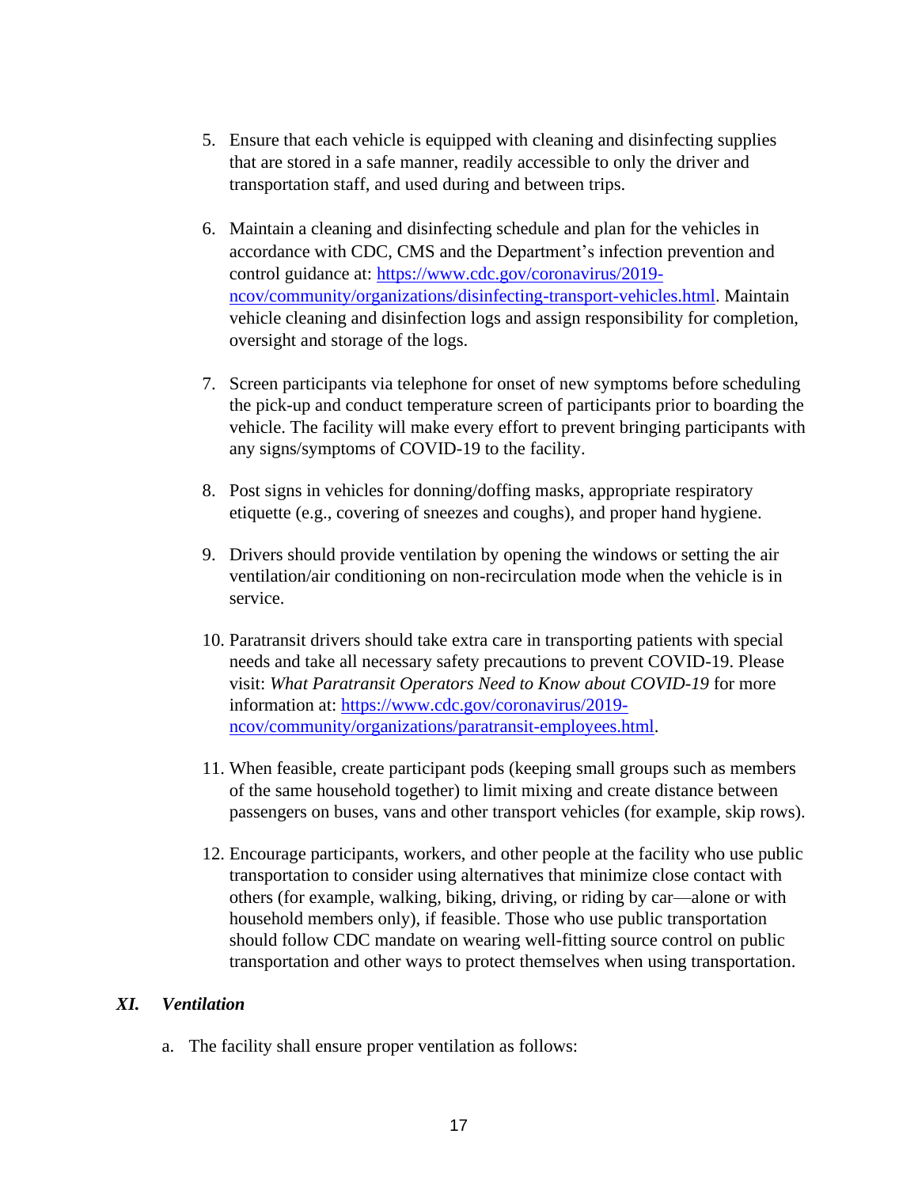5. Ensure that each vehicle is equipped with cleaning and disinfecting supplies that are stored in a safe manner, readily accessible to only the driver and transportation staff, and used during and between trips.

6. Maintain a cleaning and disinfecting schedule and plan for the vehicles in accordance with CDC, CMS and the Department's infection prevention and control guidance at: [https://www.cdc.gov/coronavirus/2019-ncov/community/organizations/disinfecting-transport-vehicles.html](https://www.cdc.gov/coronavirus/2019-ncov/community/organizations/disinfecting-transport-vehicles.html). Maintain vehicle cleaning and disinfection logs and assign responsibility for completion, oversight and storage of the logs.

7. Screen participants via telephone for onset of new symptoms before scheduling the pick-up and conduct temperature screen of participants prior to boarding the vehicle. The facility will make every effort to prevent bringing participants with any signs/symptoms of COVID-19 to the facility.

8. Post signs in vehicles for donning/doffing masks, appropriate respiratory etiquette (e.g., covering of sneezes and coughs), and proper hand hygiene.

9. Drivers should provide ventilation by opening the windows or setting the air ventilation/air conditioning on non-recirculation mode when the vehicle is in service.

10. Paratransit drivers should take extra care in transporting patients with special needs and take all necessary safety precautions to prevent COVID-19. Please visit: *What Paratransit Operators Need to Know about COVID-19* for more information at: [https://www.cdc.gov/coronavirus/2019-ncov/community/organizations/paratransit-employees.html](https://www.cdc.gov/coronavirus/2019-ncov/community/organizations/paratransit-employees.html).

11. When feasible, create participant pods (keeping small groups such as members of the same household together) to limit mixing and create distance between passengers on buses, vans and other transport vehicles (for example, skip rows).

12. Encourage participants, workers, and other people at the facility who use public transportation to consider using alternatives that minimize close contact with others (for example, walking, biking, driving, or riding by car—alone or with household members only), if feasible. Those who use public transportation should follow CDC mandate on wearing well-fitting source control on public transportation and other ways to protect themselves when using transportation.

## *XI. Ventilation*

a. The facility shall ensure proper ventilation as follows: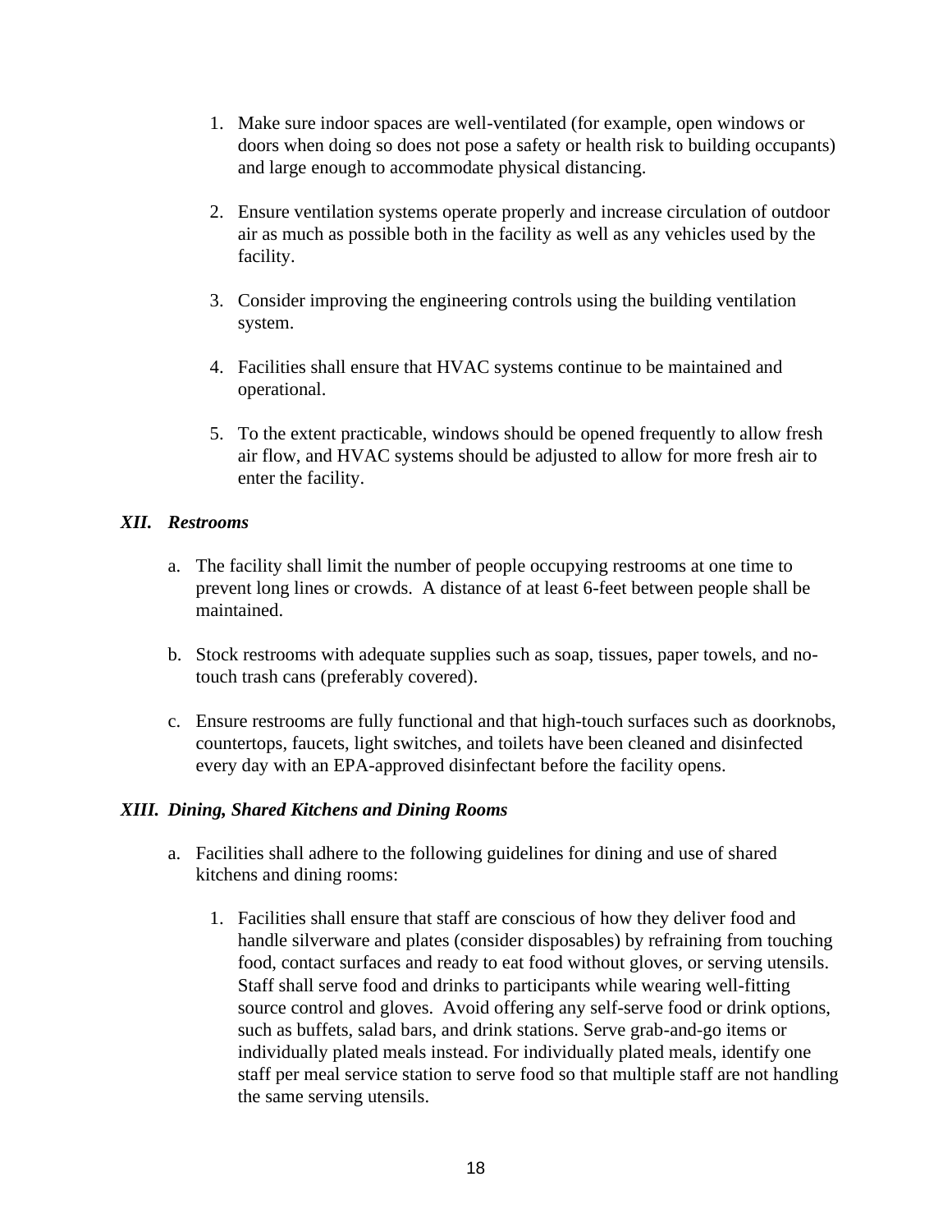1. Make sure indoor spaces are well-ventilated (for example, open windows or doors when doing so does not pose a safety or health risk to building occupants) and large enough to accommodate physical distancing.

2. Ensure ventilation systems operate properly and increase circulation of outdoor air as much as possible both in the facility as well as any vehicles used by the facility.

3. Consider improving the engineering controls using the building ventilation system.

4. Facilities shall ensure that HVAC systems continue to be maintained and operational.

5. To the extent practicable, windows should be opened frequently to allow fresh air flow, and HVAC systems should be adjusted to allow for more fresh air to enter the facility.

### *XII. Restrooms*

a. The facility shall limit the number of people occupying restrooms at one time to prevent long lines or crowds. A distance of at least 6-feet between people shall be maintained.

b. Stock restrooms with adequate supplies such as soap, tissues, paper towels, and no-touch trash cans (preferably covered).

c. Ensure restrooms are fully functional and that high-touch surfaces such as doorknobs, countertops, faucets, light switches, and toilets have been cleaned and disinfected every day with an EPA-approved disinfectant before the facility opens.

### *XIII. Dining, Shared Kitchens and Dining Rooms*

a. Facilities shall adhere to the following guidelines for dining and use of shared kitchens and dining rooms:

   1. Facilities shall ensure that staff are conscious of how they deliver food and handle silverware and plates (consider disposables) by refraining from touching food, contact surfaces and ready to eat food without gloves, or serving utensils. Staff shall serve food and drinks to participants while wearing well-fitting source control and gloves. Avoid offering any self-serve food or drink options, such as buffets, salad bars, and drink stations. Serve grab-and-go items or individually plated meals instead. For individually plated meals, identify one staff per meal service station to serve food so that multiple staff are not handling the same serving utensils.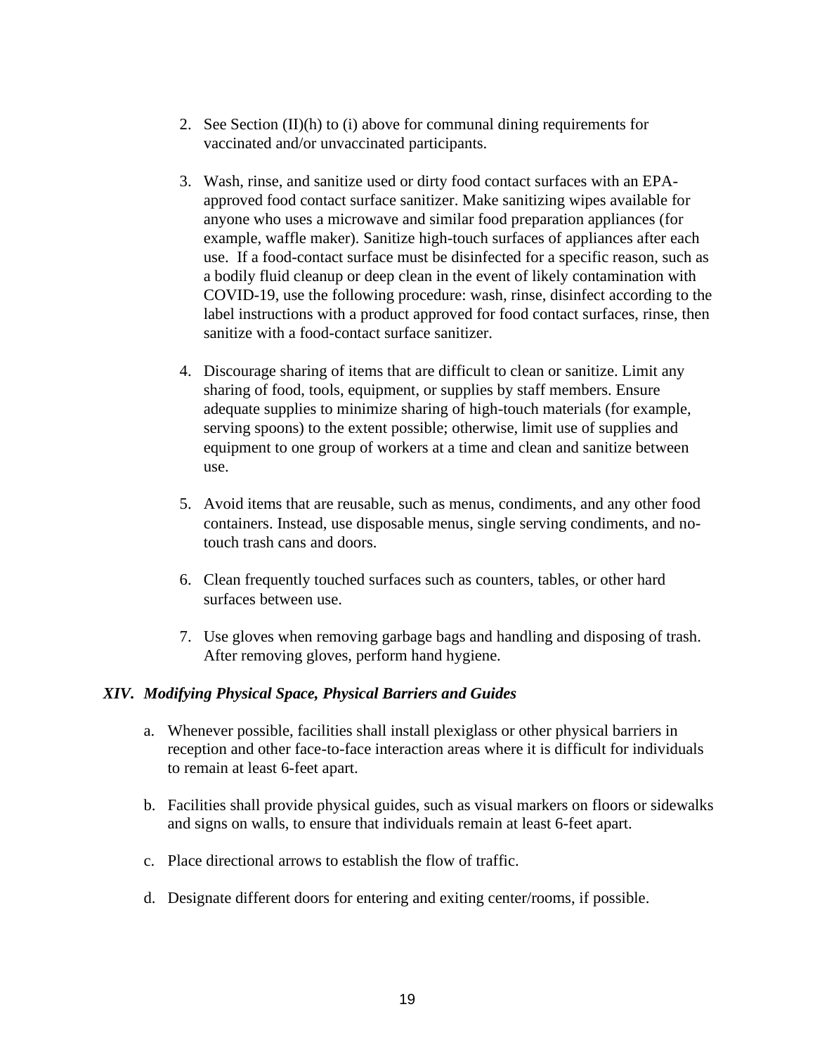2. See Section (II)(h) to (i) above for communal dining requirements for vaccinated and/or unvaccinated participants.

3. Wash, rinse, and sanitize used or dirty food contact surfaces with an EPA-approved food contact surface sanitizer. Make sanitizing wipes available for anyone who uses a microwave and similar food preparation appliances (for example, waffle maker). Sanitize high-touch surfaces of appliances after each use. If a food-contact surface must be disinfected for a specific reason, such as a bodily fluid cleanup or deep clean in the event of likely contamination with COVID-19, use the following procedure: wash, rinse, disinfect according to the label instructions with a product approved for food contact surfaces, rinse, then sanitize with a food-contact surface sanitizer.

4. Discourage sharing of items that are difficult to clean or sanitize. Limit any sharing of food, tools, equipment, or supplies by staff members. Ensure adequate supplies to minimize sharing of high-touch materials (for example, serving spoons) to the extent possible; otherwise, limit use of supplies and equipment to one group of workers at a time and clean and sanitize between use.

5. Avoid items that are reusable, such as menus, condiments, and any other food containers. Instead, use disposable menus, single serving condiments, and no-touch trash cans and doors.

6. Clean frequently touched surfaces such as counters, tables, or other hard surfaces between use.

7. Use gloves when removing garbage bags and handling and disposing of trash. After removing gloves, perform hand hygiene.

### *XIV. Modifying Physical Space, Physical Barriers and Guides*

a. Whenever possible, facilities shall install plexiglass or other physical barriers in reception and other face-to-face interaction areas where it is difficult for individuals to remain at least 6-feet apart.

b. Facilities shall provide physical guides, such as visual markers on floors or sidewalks and signs on walls, to ensure that individuals remain at least 6-feet apart.

c. Place directional arrows to establish the flow of traffic.

d. Designate different doors for entering and exiting center/rooms, if possible.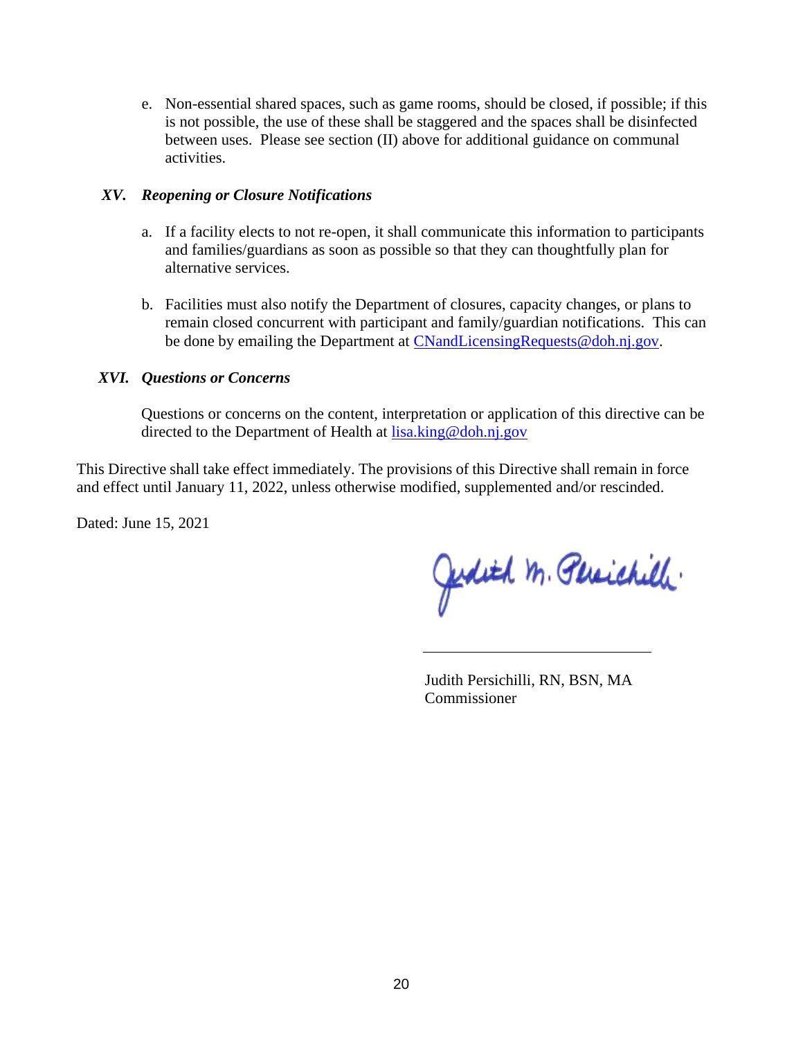e. Non-essential shared spaces, such as game rooms, should be closed, if possible; if this is not possible, the use of these shall be staggered and the spaces shall be disinfected between uses. Please see section (II) above for additional guidance on communal activities.

### *XV. Reopening or Closure Notifications*

a. If a facility elects to not re-open, it shall communicate this information to participants and families/guardians as soon as possible so that they can thoughtfully plan for alternative services.

b. Facilities must also notify the Department of closures, capacity changes, or plans to remain closed concurrent with participant and family/guardian notifications. This can be done by emailing the Department at CNandLicensingRequests@doh.nj.gov.

### *XVI. Questions or Concerns*

Questions or concerns on the content, interpretation or application of this directive can be directed to the Department of Health at lisa.king@doh.nj.gov

This Directive shall take effect immediately. The provisions of this Directive shall remain in force and effect until January 11, 2022, unless otherwise modified, supplemented and/or rescinded.

Dated: June 15, 2021

Judith M. Persichilli

Judith Persichilli, RN, BSN, MA
Commissioner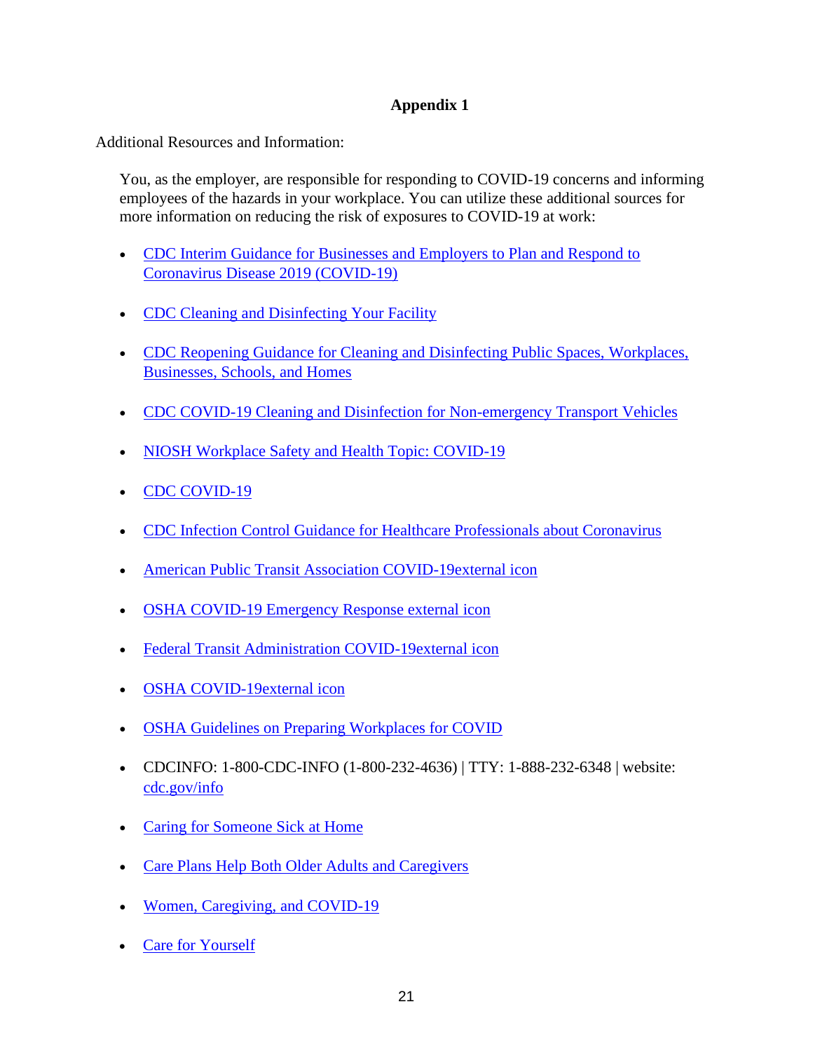# Appendix 1

Additional Resources and Information:

You, as the employer, are responsible for responding to COVID-19 concerns and informing employees of the hazards in your workplace. You can utilize these additional sources for more information on reducing the risk of exposures to COVID-19 at work:

- CDC Interim Guidance for Businesses and Employers to Plan and Respond to Coronavirus Disease 2019 (COVID-19)
- CDC Cleaning and Disinfecting Your Facility
- CDC Reopening Guidance for Cleaning and Disinfecting Public Spaces, Workplaces, Businesses, Schools, and Homes
- CDC COVID-19 Cleaning and Disinfection for Non-emergency Transport Vehicles
- NIOSH Workplace Safety and Health Topic: COVID-19
- CDC COVID-19
- CDC Infection Control Guidance for Healthcare Professionals about Coronavirus
- American Public Transit Association COVID-19external icon
- OSHA COVID-19 Emergency Response external icon
- Federal Transit Administration COVID-19external icon
- OSHA COVID-19external icon
- OSHA Guidelines on Preparing Workplaces for COVID
- CDCINFO: 1-800-CDC-INFO (1-800-232-4636) | TTY: 1-888-232-6348 | website: cdc.gov/info
- Caring for Someone Sick at Home
- Care Plans Help Both Older Adults and Caregivers
- Women, Caregiving, and COVID-19
- Care for Yourself